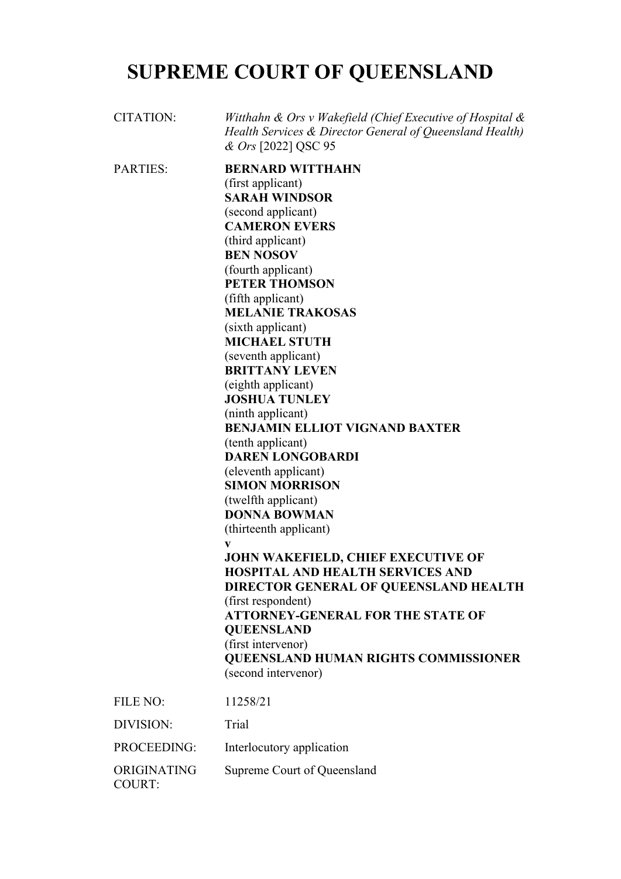# SUPREME COURT OF QUEENSLAND

| | |
|---|---|
| CITATION: | *Witthahn & Ors v Wakefield (Chief Executive of Hospital & Health Services & Director General of Queensland Health) & Ors* [2022] QSC 95 |
| PARTIES: | **BERNARD WITTHAHN**<br>(first applicant)<br>**SARAH WINDSOR**<br>(second applicant)<br>**CAMERON EVERS**<br>(third applicant)<br>**BEN NOSOV**<br>(fourth applicant)<br>**PETER THOMSON**<br>(fifth applicant)<br>**MELANIE TRAKOSAS**<br>(sixth applicant)<br>**MICHAEL STUTH**<br>(seventh applicant)<br>**BRITTANY LEVEN**<br>(eighth applicant)<br>**JOSHUA TUNLEY**<br>(ninth applicant)<br>**BENJAMIN ELLIOT VIGNAND BAXTER**<br>(tenth applicant)<br>**DAREN LONGOBARDI**<br>(eleventh applicant)<br>**SIMON MORRISON**<br>(twelfth applicant)<br>**DONNA BOWMAN**<br>(thirteenth applicant)<br>**v**<br>**JOHN WAKEFIELD, CHIEF EXECUTIVE OF HOSPITAL AND HEALTH SERVICES AND DIRECTOR GENERAL OF QUEENSLAND HEALTH**<br>(first respondent)<br>**ATTORNEY-GENERAL FOR THE STATE OF QUEENSLAND**<br>(first intervenor)<br>**QUEENSLAND HUMAN RIGHTS COMMISSIONER**<br>(second intervenor) |
| FILE NO: | 11258/21 |
| DIVISION: | Trial |
| PROCEEDING: | Interlocutory application |
| ORIGINATING COURT: | Supreme Court of Queensland |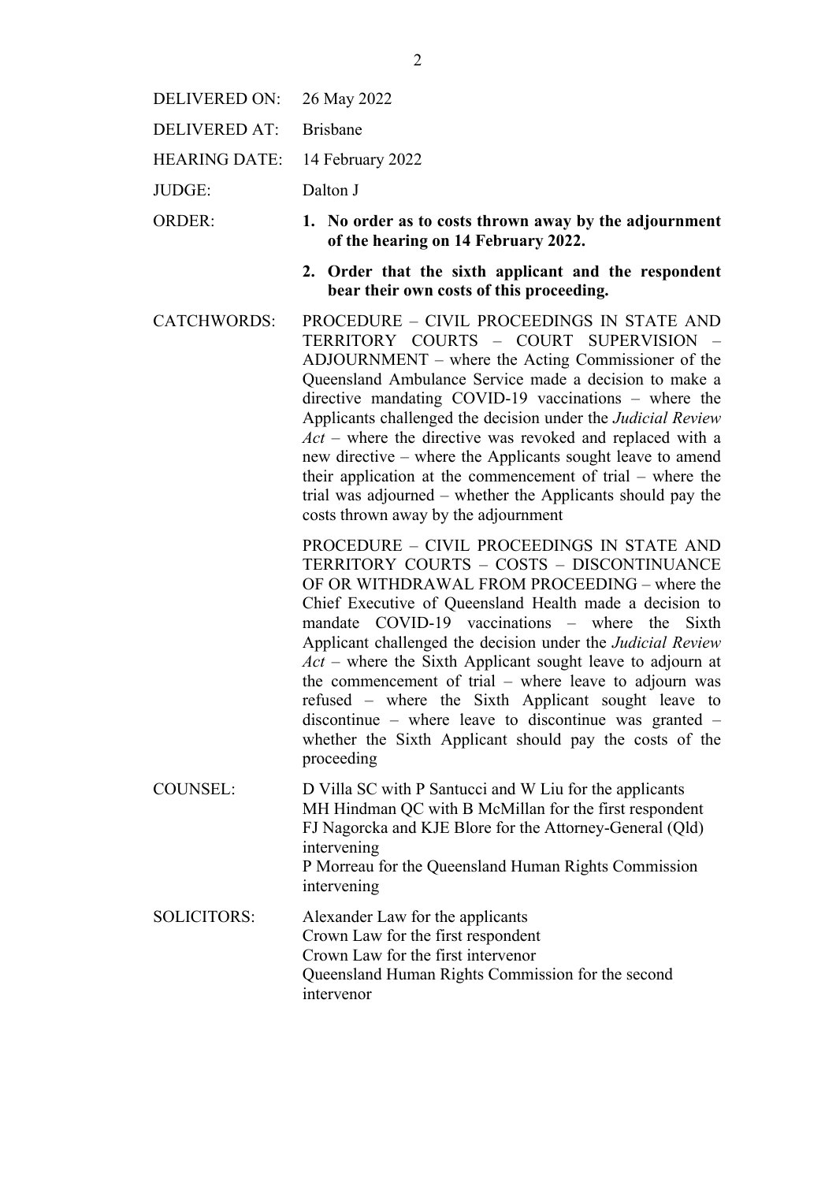| | |
|---|---|
| DELIVERED ON: | 26 May 2022 |
| DELIVERED AT: | Brisbane |
| HEARING DATE: | 14 February 2022 |
| JUDGE: | Dalton J |
| ORDER: | **1. No order as to costs thrown away by the adjournment of the hearing on 14 February 2022.**<br><br>**2. Order that the sixth applicant and the respondent bear their own costs of this proceeding.** |
| CATCHWORDS: | PROCEDURE – CIVIL PROCEEDINGS IN STATE AND TERRITORY COURTS – COURT SUPERVISION – ADJOURNMENT – where the Acting Commissioner of the Queensland Ambulance Service made a decision to make a directive mandating COVID-19 vaccinations – where the Applicants challenged the decision under the *Judicial Review Act* – where the directive was revoked and replaced with a new directive – where the Applicants sought leave to amend their application at the commencement of trial – where the trial was adjourned – whether the Applicants should pay the costs thrown away by the adjournment<br><br>PROCEDURE – CIVIL PROCEEDINGS IN STATE AND TERRITORY COURTS – COSTS – DISCONTINUANCE OF OR WITHDRAWAL FROM PROCEEDING – where the Chief Executive of Queensland Health made a decision to mandate COVID-19 vaccinations – where the Sixth Applicant challenged the decision under the *Judicial Review Act* – where the Sixth Applicant sought leave to adjourn at the commencement of trial – where leave to adjourn was refused – where the Sixth Applicant sought leave to discontinue – where leave to discontinue was granted – whether the Sixth Applicant should pay the costs of the proceeding |
| COUNSEL: | D Villa SC with P Santucci and W Liu for the applicants<br>MH Hindman QC with B McMillan for the first respondent<br>FJ Nagorcka and KJE Blore for the Attorney-General (Qld) intervening<br>P Morreau for the Queensland Human Rights Commission intervening |
| SOLICITORS: | Alexander Law for the applicants<br>Crown Law for the first respondent<br>Crown Law for the first intervenor<br>Queensland Human Rights Commission for the second intervenor |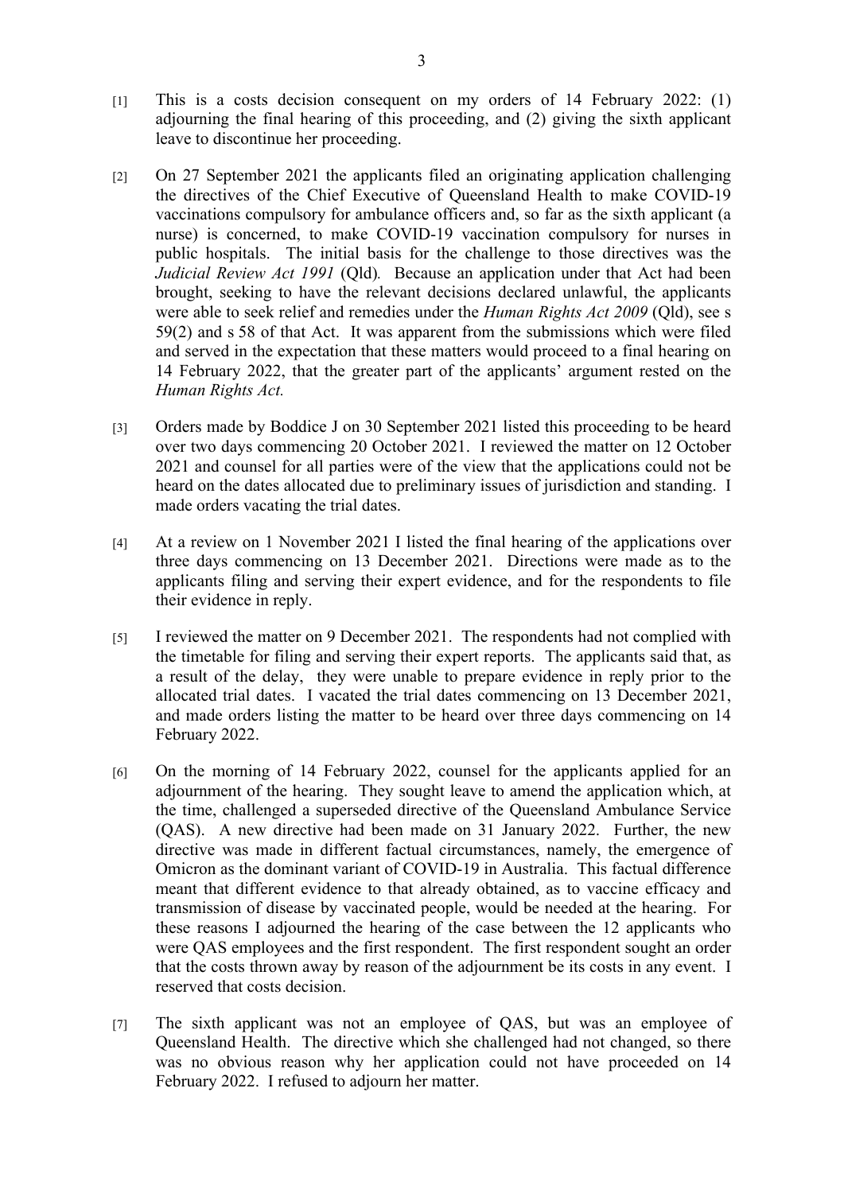[1] This is a costs decision consequent on my orders of 14 February 2022: (1) adjourning the final hearing of this proceeding, and (2) giving the sixth applicant leave to discontinue her proceeding.

[2] On 27 September 2021 the applicants filed an originating application challenging the directives of the Chief Executive of Queensland Health to make COVID-19 vaccinations compulsory for ambulance officers and, so far as the sixth applicant (a nurse) is concerned, to make COVID-19 vaccination compulsory for nurses in public hospitals. The initial basis for the challenge to those directives was the *Judicial Review Act 1991* (Qld). Because an application under that Act had been brought, seeking to have the relevant decisions declared unlawful, the applicants were able to seek relief and remedies under the *Human Rights Act 2009* (Qld), see s 59(2) and s 58 of that Act. It was apparent from the submissions which were filed and served in the expectation that these matters would proceed to a final hearing on 14 February 2022, that the greater part of the applicants' argument rested on the *Human Rights Act.*

[3] Orders made by Boddice J on 30 September 2021 listed this proceeding to be heard over two days commencing 20 October 2021. I reviewed the matter on 12 October 2021 and counsel for all parties were of the view that the applications could not be heard on the dates allocated due to preliminary issues of jurisdiction and standing. I made orders vacating the trial dates.

[4] At a review on 1 November 2021 I listed the final hearing of the applications over three days commencing on 13 December 2021. Directions were made as to the applicants filing and serving their expert evidence, and for the respondents to file their evidence in reply.

[5] I reviewed the matter on 9 December 2021. The respondents had not complied with the timetable for filing and serving their expert reports. The applicants said that, as a result of the delay, they were unable to prepare evidence in reply prior to the allocated trial dates. I vacated the trial dates commencing on 13 December 2021, and made orders listing the matter to be heard over three days commencing on 14 February 2022.

[6] On the morning of 14 February 2022, counsel for the applicants applied for an adjournment of the hearing. They sought leave to amend the application which, at the time, challenged a superseded directive of the Queensland Ambulance Service (QAS). A new directive had been made on 31 January 2022. Further, the new directive was made in different factual circumstances, namely, the emergence of Omicron as the dominant variant of COVID-19 in Australia. This factual difference meant that different evidence to that already obtained, as to vaccine efficacy and transmission of disease by vaccinated people, would be needed at the hearing. For these reasons I adjourned the hearing of the case between the 12 applicants who were QAS employees and the first respondent. The first respondent sought an order that the costs thrown away by reason of the adjournment be its costs in any event. I reserved that costs decision.

[7] The sixth applicant was not an employee of QAS, but was an employee of Queensland Health. The directive which she challenged had not changed, so there was no obvious reason why her application could not have proceeded on 14 February 2022. I refused to adjourn her matter.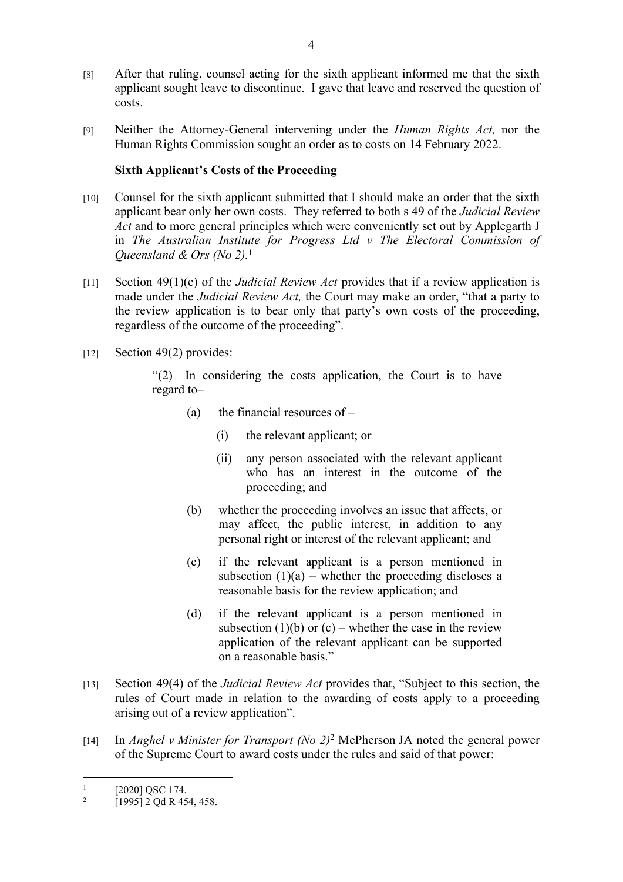[8] After that ruling, counsel acting for the sixth applicant informed me that the sixth applicant sought leave to discontinue. I gave that leave and reserved the question of costs.

[9] Neither the Attorney-General intervening under the *Human Rights Act,* nor the Human Rights Commission sought an order as to costs on 14 February 2022.

**Sixth Applicant's Costs of the Proceeding**

[10] Counsel for the sixth applicant submitted that I should make an order that the sixth applicant bear only her own costs. They referred to both s 49 of the *Judicial Review Act* and to more general principles which were conveniently set out by Applegarth J in *The Australian Institute for Progress Ltd v The Electoral Commission of Queensland & Ors (No 2).*[1]

[11] Section 49(1)(e) of the *Judicial Review Act* provides that if a review application is made under the *Judicial Review Act,* the Court may make an order, "that a party to the review application is to bear only that party's own costs of the proceeding, regardless of the outcome of the proceeding".

[12] Section 49(2) provides:

> "(2) In considering the costs application, the Court is to have regard to–
>
> (a) the financial resources of –
>
> (i) the relevant applicant; or
>
> (ii) any person associated with the relevant applicant who has an interest in the outcome of the proceeding; and
>
> (b) whether the proceeding involves an issue that affects, or may affect, the public interest, in addition to any personal right or interest of the relevant applicant; and
>
> (c) if the relevant applicant is a person mentioned in subsection (1)(a) – whether the proceeding discloses a reasonable basis for the review application; and
>
> (d) if the relevant applicant is a person mentioned in subsection (1)(b) or (c) – whether the case in the review application of the relevant applicant can be supported on a reasonable basis."

[13] Section 49(4) of the *Judicial Review Act* provides that, "Subject to this section, the rules of Court made in relation to the awarding of costs apply to a proceeding arising out of a review application".

[14] In *Anghel v Minister for Transport (No 2)*[2] McPherson JA noted the general power of the Supreme Court to award costs under the rules and said of that power:

---

[1] [2020] QSC 174.

[2] [1995] 2 Qd R 454, 458.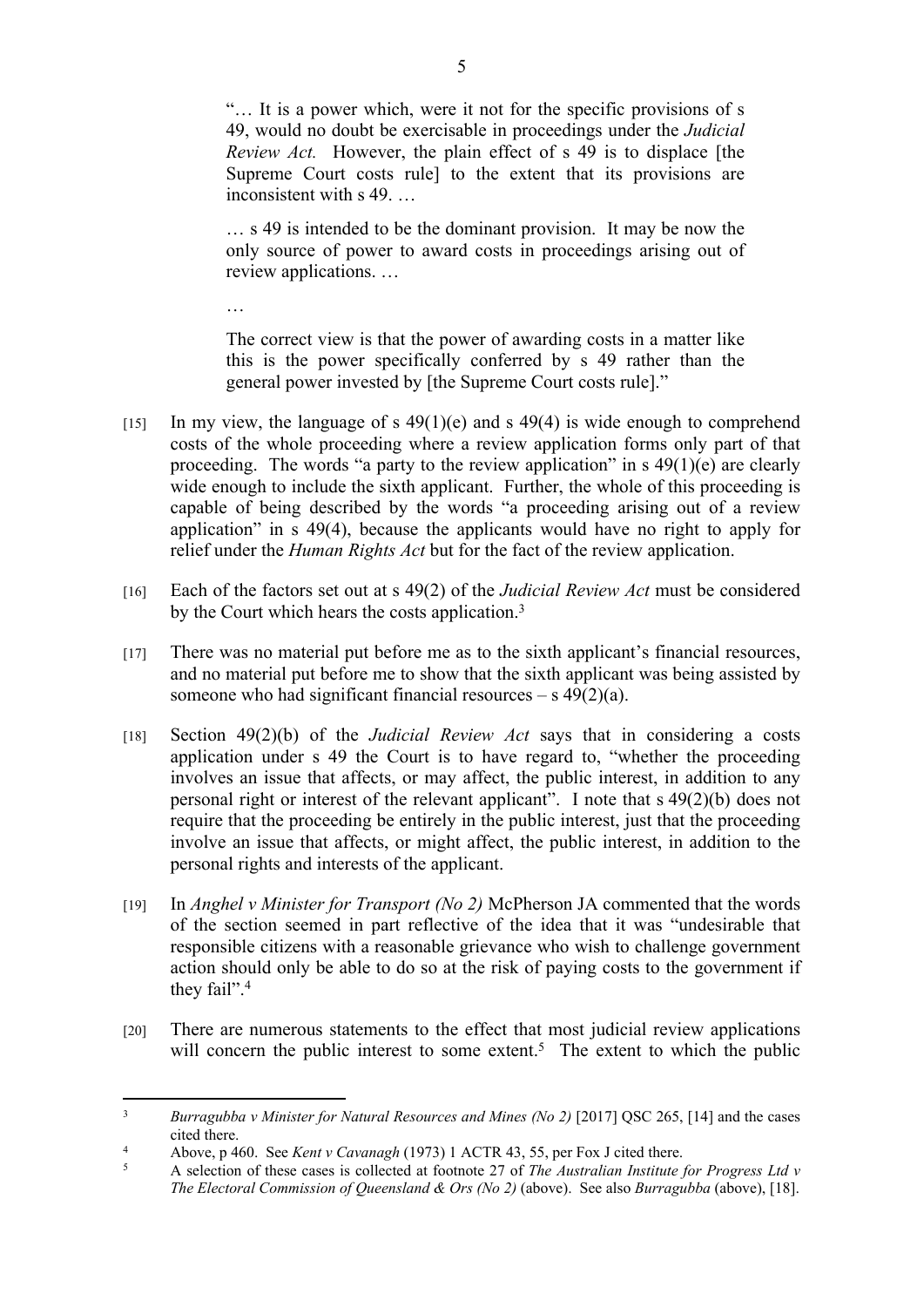> "… It is a power which, were it not for the specific provisions of s 49, would no doubt be exercisable in proceedings under the *Judicial Review Act.* However, the plain effect of s 49 is to displace [the Supreme Court costs rule] to the extent that its provisions are inconsistent with s 49. …
>
> … s 49 is intended to be the dominant provision. It may be now the only source of power to award costs in proceedings arising out of review applications. …
>
> …
>
> The correct view is that the power of awarding costs in a matter like this is the power specifically conferred by s 49 rather than the general power invested by [the Supreme Court costs rule]."

[15] In my view, the language of s 49(1)(e) and s 49(4) is wide enough to comprehend costs of the whole proceeding where a review application forms only part of that proceeding. The words "a party to the review application" in s 49(1)(e) are clearly wide enough to include the sixth applicant. Further, the whole of this proceeding is capable of being described by the words "a proceeding arising out of a review application" in s 49(4), because the applicants would have no right to apply for relief under the *Human Rights Act* but for the fact of the review application.

[16] Each of the factors set out at s 49(2) of the *Judicial Review Act* must be considered by the Court which hears the costs application.[3]

[17] There was no material put before me as to the sixth applicant's financial resources, and no material put before me to show that the sixth applicant was being assisted by someone who had significant financial resources – s 49(2)(a).

[18] Section 49(2)(b) of the *Judicial Review Act* says that in considering a costs application under s 49 the Court is to have regard to, "whether the proceeding involves an issue that affects, or may affect, the public interest, in addition to any personal right or interest of the relevant applicant". I note that s 49(2)(b) does not require that the proceeding be entirely in the public interest, just that the proceeding involve an issue that affects, or might affect, the public interest, in addition to the personal rights and interests of the applicant.

[19] In *Anghel v Minister for Transport (No 2)* McPherson JA commented that the words of the section seemed in part reflective of the idea that it was "undesirable that responsible citizens with a reasonable grievance who wish to challenge government action should only be able to do so at the risk of paying costs to the government if they fail".[4]

[20] There are numerous statements to the effect that most judicial review applications will concern the public interest to some extent.[5] The extent to which the public

---

[3] *Burragubba v Minister for Natural Resources and Mines (No 2)* [2017] QSC 265, [14] and the cases cited there.

[4] Above, p 460. See *Kent v Cavanagh* (1973) 1 ACTR 43, 55, per Fox J cited there.

[5] A selection of these cases is collected at footnote 27 of *The Australian Institute for Progress Ltd v The Electoral Commission of Queensland & Ors (No 2)* (above). See also *Burragubba* (above), [18].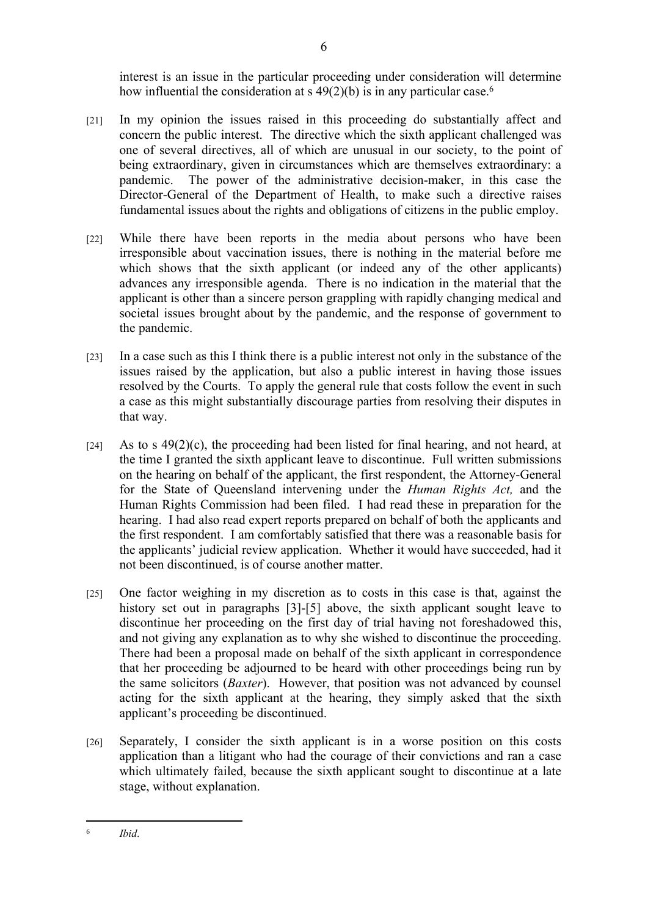interest is an issue in the particular proceeding under consideration will determine how influential the consideration at s 49(2)(b) is in any particular case.[6]

[21] In my opinion the issues raised in this proceeding do substantially affect and concern the public interest. The directive which the sixth applicant challenged was one of several directives, all of which are unusual in our society, to the point of being extraordinary, given in circumstances which are themselves extraordinary: a pandemic. The power of the administrative decision-maker, in this case the Director-General of the Department of Health, to make such a directive raises fundamental issues about the rights and obligations of citizens in the public employ.

[22] While there have been reports in the media about persons who have been irresponsible about vaccination issues, there is nothing in the material before me which shows that the sixth applicant (or indeed any of the other applicants) advances any irresponsible agenda. There is no indication in the material that the applicant is other than a sincere person grappling with rapidly changing medical and societal issues brought about by the pandemic, and the response of government to the pandemic.

[23] In a case such as this I think there is a public interest not only in the substance of the issues raised by the application, but also a public interest in having those issues resolved by the Courts. To apply the general rule that costs follow the event in such a case as this might substantially discourage parties from resolving their disputes in that way.

[24] As to s 49(2)(c), the proceeding had been listed for final hearing, and not heard, at the time I granted the sixth applicant leave to discontinue. Full written submissions on the hearing on behalf of the applicant, the first respondent, the Attorney-General for the State of Queensland intervening under the *Human Rights Act,* and the Human Rights Commission had been filed. I had read these in preparation for the hearing. I had also read expert reports prepared on behalf of both the applicants and the first respondent. I am comfortably satisfied that there was a reasonable basis for the applicants' judicial review application. Whether it would have succeeded, had it not been discontinued, is of course another matter.

[25] One factor weighing in my discretion as to costs in this case is that, against the history set out in paragraphs [3]-[5] above, the sixth applicant sought leave to discontinue her proceeding on the first day of trial having not foreshadowed this, and not giving any explanation as to why she wished to discontinue the proceeding. There had been a proposal made on behalf of the sixth applicant in correspondence that her proceeding be adjourned to be heard with other proceedings being run by the same solicitors (*Baxter*). However, that position was not advanced by counsel acting for the sixth applicant at the hearing, they simply asked that the sixth applicant's proceeding be discontinued.

[26] Separately, I consider the sixth applicant is in a worse position on this costs application than a litigant who had the courage of their convictions and ran a case which ultimately failed, because the sixth applicant sought to discontinue at a late stage, without explanation.

---

[6] *Ibid.*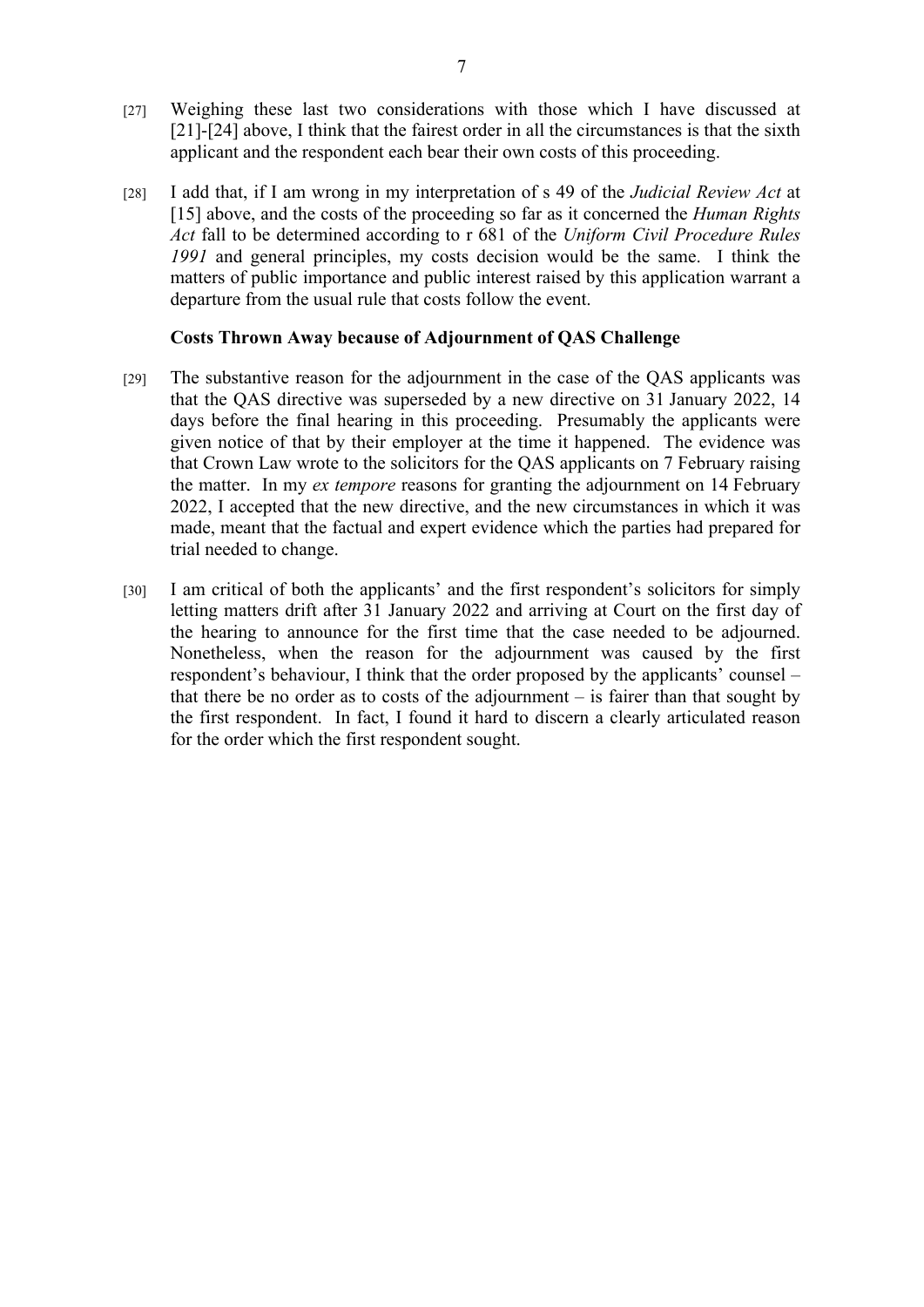[27] Weighing these last two considerations with those which I have discussed at [21]-[24] above, I think that the fairest order in all the circumstances is that the sixth applicant and the respondent each bear their own costs of this proceeding.

[28] I add that, if I am wrong in my interpretation of s 49 of the *Judicial Review Act* at [15] above, and the costs of the proceeding so far as it concerned the *Human Rights Act* fall to be determined according to r 681 of the *Uniform Civil Procedure Rules 1991* and general principles, my costs decision would be the same. I think the matters of public importance and public interest raised by this application warrant a departure from the usual rule that costs follow the event.

### Costs Thrown Away because of Adjournment of QAS Challenge

[29] The substantive reason for the adjournment in the case of the QAS applicants was that the QAS directive was superseded by a new directive on 31 January 2022, 14 days before the final hearing in this proceeding. Presumably the applicants were given notice of that by their employer at the time it happened. The evidence was that Crown Law wrote to the solicitors for the QAS applicants on 7 February raising the matter. In my *ex tempore* reasons for granting the adjournment on 14 February 2022, I accepted that the new directive, and the new circumstances in which it was made, meant that the factual and expert evidence which the parties had prepared for trial needed to change.

[30] I am critical of both the applicants' and the first respondent's solicitors for simply letting matters drift after 31 January 2022 and arriving at Court on the first day of the hearing to announce for the first time that the case needed to be adjourned. Nonetheless, when the reason for the adjournment was caused by the first respondent's behaviour, I think that the order proposed by the applicants' counsel – that there be no order as to costs of the adjournment – is fairer than that sought by the first respondent. In fact, I found it hard to discern a clearly articulated reason for the order which the first respondent sought.